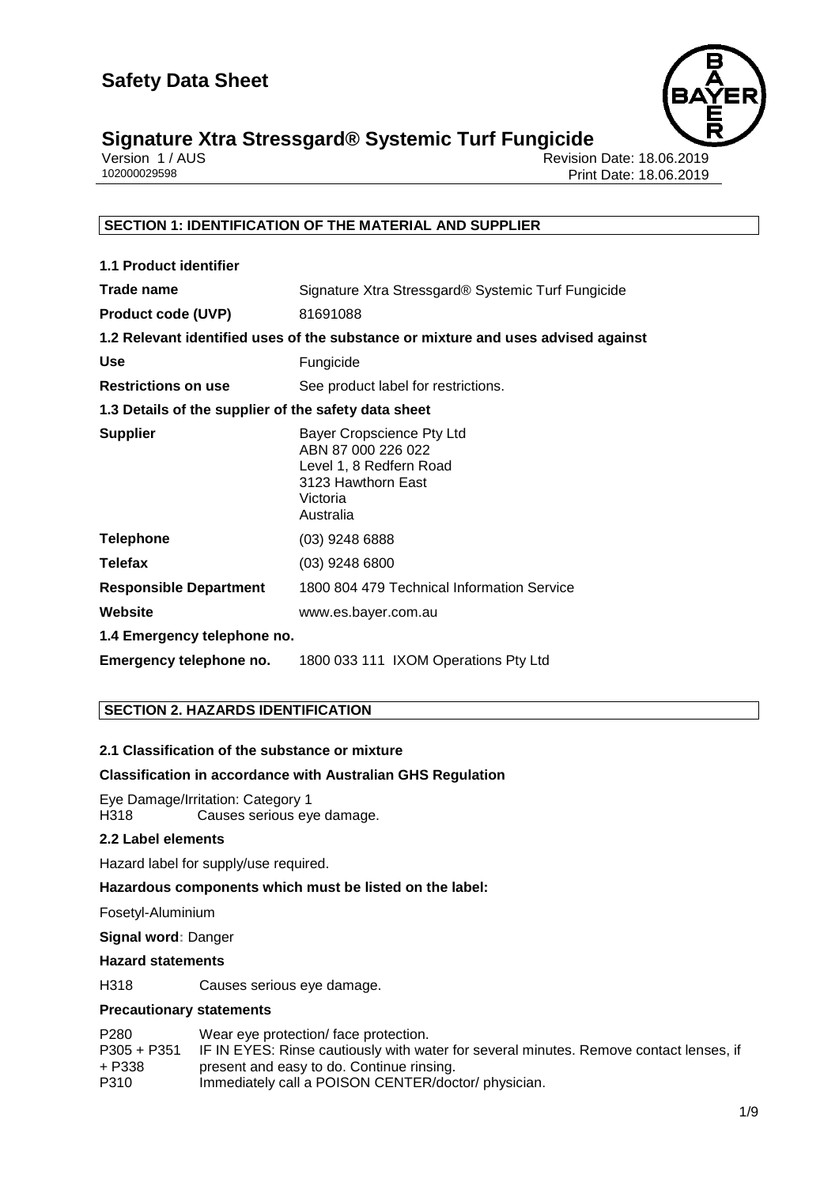# Safety Data Sheet

## Signature Xtra Stressgard® Systemic Turf Fungicide

Version 1 / AUS
102000029598

Revision Date: 18.06.2019
Print Date: 18.06.2019

### SECTION 1: IDENTIFICATION OF THE MATERIAL AND SUPPLIER

**1.1 Product identifier**

| | |
|---|---|
| **Trade name** | Signature Xtra Stressgard® Systemic Turf Fungicide |
| **Product code (UVP)** | 81691088 |

**1.2 Relevant identified uses of the substance or mixture and uses advised against**

| | |
|---|---|
| **Use** | Fungicide |
| **Restrictions on use** | See product label for restrictions. |

**1.3 Details of the supplier of the safety data sheet**

| | |
|---|---|
| **Supplier** | Bayer Cropscience Pty Ltd<br>ABN 87 000 226 022<br>Level 1, 8 Redfern Road<br>3123 Hawthorn East<br>Victoria<br>Australia |
| **Telephone** | (03) 9248 6888 |
| **Telefax** | (03) 9248 6800 |
| **Responsible Department** | 1800 804 479 Technical Information Service |
| **Website** | www.es.bayer.com.au |

**1.4 Emergency telephone no.**

| | |
|---|---|
| **Emergency telephone no.** | 1800 033 111 IXOM Operations Pty Ltd |

### SECTION 2. HAZARDS IDENTIFICATION

**2.1 Classification of the substance or mixture**

**Classification in accordance with Australian GHS Regulation**

Eye Damage/Irritation: Category 1
H318 Causes serious eye damage.

**2.2 Label elements**

Hazard label for supply/use required.

**Hazardous components which must be listed on the label:**

Fosetyl-Aluminium

**Signal word**: Danger

**Hazard statements**

H318 Causes serious eye damage.

**Precautionary statements**

| | |
|---|---|
| P280 | Wear eye protection/ face protection. |
| P305 + P351 + P338 | IF IN EYES: Rinse cautiously with water for several minutes. Remove contact lenses, if present and easy to do. Continue rinsing. |
| P310 | Immediately call a POISON CENTER/doctor/ physician. |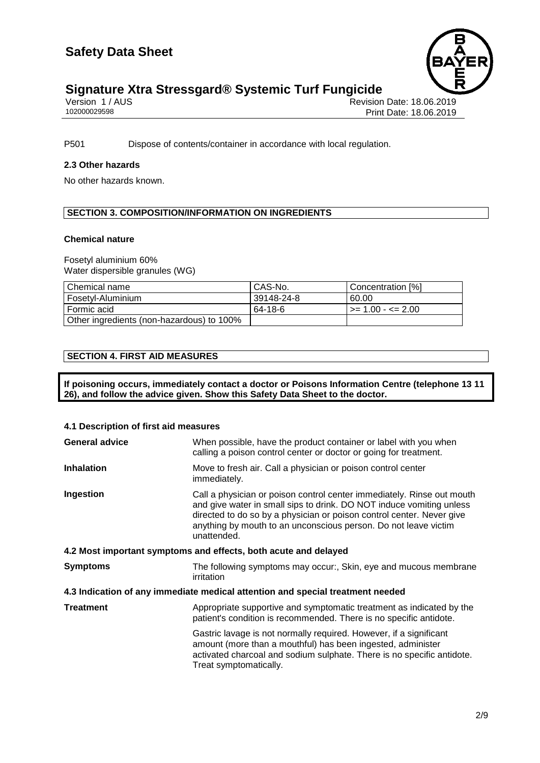P501 Dispose of contents/container in accordance with local regulation.

### 2.3 Other hazards

No other hazards known.

## SECTION 3. COMPOSITION/INFORMATION ON INGREDIENTS

### Chemical nature

Fosetyl aluminium 60%
Water dispersible granules (WG)

| Chemical name | CAS-No. | Concentration [%] |
|---|---|---|
| Fosetyl-Aluminium | 39148-24-8 | 60.00 |
| Formic acid | 64-18-6 | >= 1.00 - <= 2.00 |
| Other ingredients (non-hazardous) to 100% | | |

## SECTION 4. FIRST AID MEASURES

**If poisoning occurs, immediately contact a doctor or Poisons Information Centre (telephone 13 11 26), and follow the advice given. Show this Safety Data Sheet to the doctor.**

### 4.1 Description of first aid measures

**General advice**
When possible, have the product container or label with you when calling a poison control center or doctor or going for treatment.

**Inhalation**
Move to fresh air. Call a physician or poison control center immediately.

**Ingestion**
Call a physician or poison control center immediately. Rinse out mouth and give water in small sips to drink. DO NOT induce vomiting unless directed to do so by a physician or poison control center. Never give anything by mouth to an unconscious person. Do not leave victim unattended.

### 4.2 Most important symptoms and effects, both acute and delayed

**Symptoms**
The following symptoms may occur:, Skin, eye and mucous membrane irritation

### 4.3 Indication of any immediate medical attention and special treatment needed

**Treatment**
Appropriate supportive and symptomatic treatment as indicated by the patient's condition is recommended. There is no specific antidote.

Gastric lavage is not normally required. However, if a significant amount (more than a mouthful) has been ingested, administer activated charcoal and sodium sulphate. There is no specific antidote. Treat symptomatically.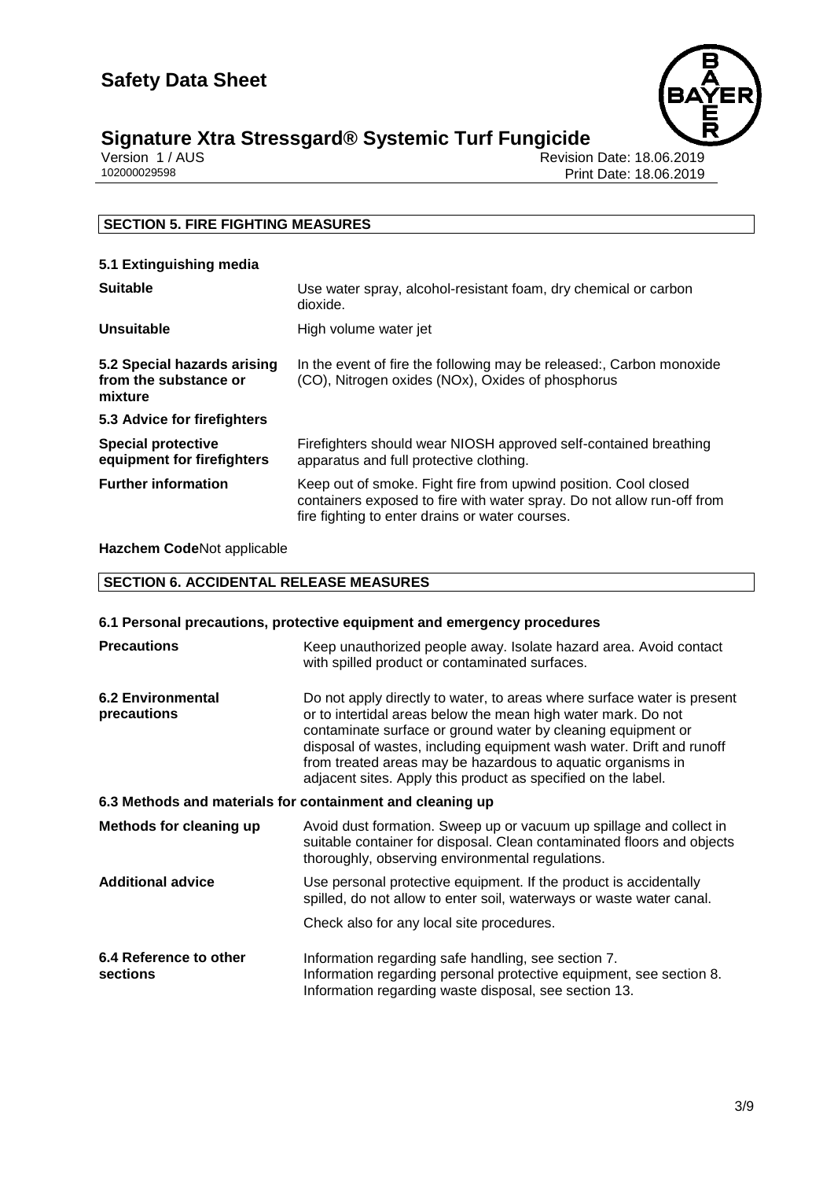## SECTION 5. FIRE FIGHTING MEASURES

### 5.1 Extinguishing media

| | |
|---|---|
| **Suitable** | Use water spray, alcohol-resistant foam, dry chemical or carbon dioxide. |
| **Unsuitable** | High volume water jet |
| **5.2 Special hazards arising from the substance or mixture** | In the event of fire the following may be released:, Carbon monoxide (CO), Nitrogen oxides (NOx), Oxides of phosphorus |

### 5.3 Advice for firefighters

| | |
|---|---|
| **Special protective equipment for firefighters** | Firefighters should wear NIOSH approved self-contained breathing apparatus and full protective clothing. |
| **Further information** | Keep out of smoke. Fight fire from upwind position. Cool closed containers exposed to fire with water spray. Do not allow run-off from fire fighting to enter drains or water courses. |

**Hazchem Code**Not applicable

## SECTION 6. ACCIDENTAL RELEASE MEASURES

### 6.1 Personal precautions, protective equipment and emergency procedures

| | |
|---|---|
| **Precautions** | Keep unauthorized people away. Isolate hazard area. Avoid contact with spilled product or contaminated surfaces. |
| **6.2 Environmental precautions** | Do not apply directly to water, to areas where surface water is present or to intertidal areas below the mean high water mark. Do not contaminate surface or ground water by cleaning equipment or disposal of wastes, including equipment wash water. Drift and runoff from treated areas may be hazardous to aquatic organisms in adjacent sites. Apply this product as specified on the label. |

### 6.3 Methods and materials for containment and cleaning up

| | |
|---|---|
| **Methods for cleaning up** | Avoid dust formation. Sweep up or vacuum up spillage and collect in suitable container for disposal. Clean contaminated floors and objects thoroughly, observing environmental regulations. |
| **Additional advice** | Use personal protective equipment. If the product is accidentally spilled, do not allow to enter soil, waterways or waste water canal.<br><br>Check also for any local site procedures. |
| **6.4 Reference to other sections** | Information regarding safe handling, see section 7.<br>Information regarding personal protective equipment, see section 8.<br>Information regarding waste disposal, see section 13. |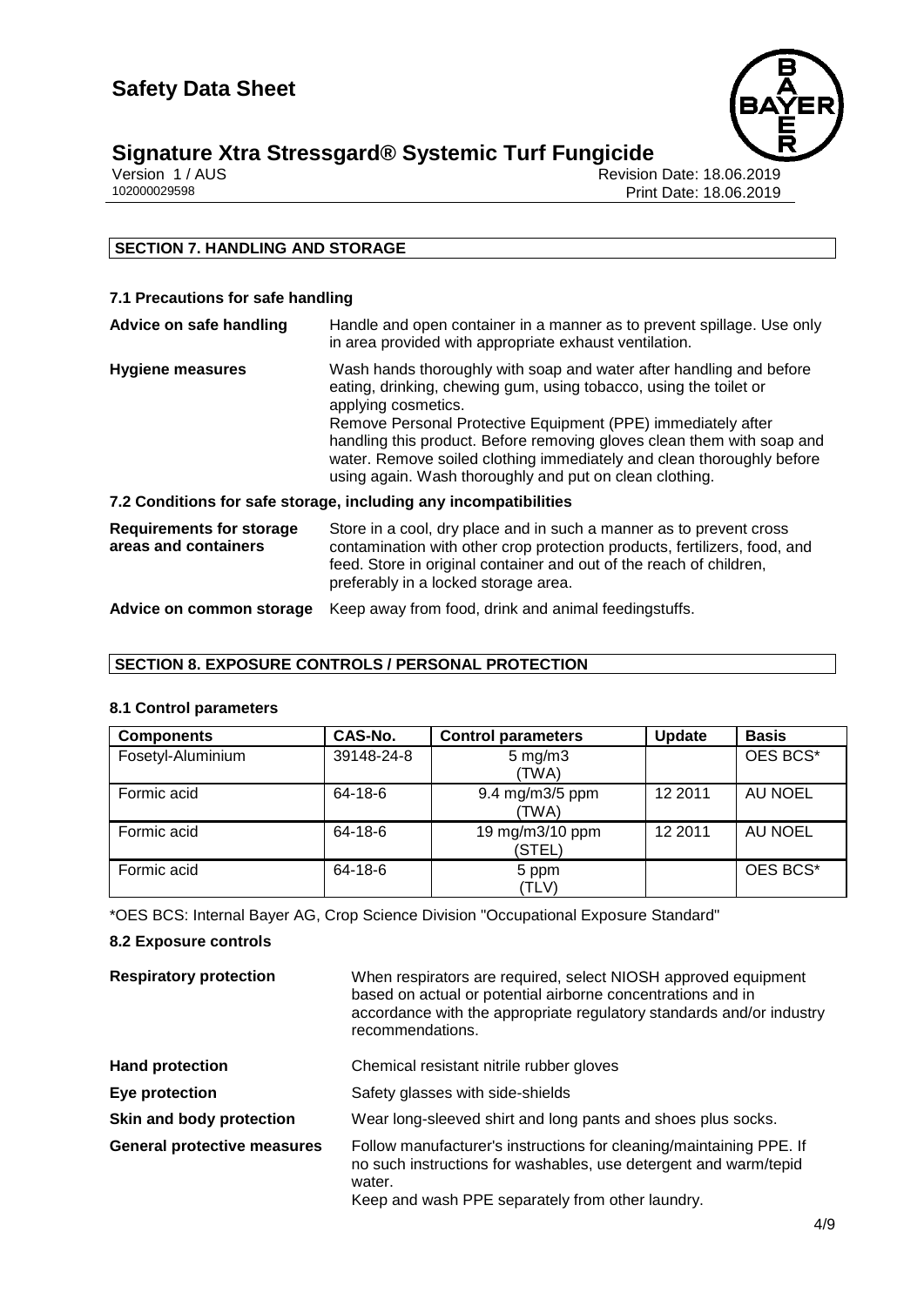## SECTION 7. HANDLING AND STORAGE

### 7.1 Precautions for safe handling

**Advice on safe handling** Handle and open container in a manner as to prevent spillage. Use only in area provided with appropriate exhaust ventilation.

**Hygiene measures** Wash hands thoroughly with soap and water after handling and before eating, drinking, chewing gum, using tobacco, using the toilet or applying cosmetics.
Remove Personal Protective Equipment (PPE) immediately after handling this product. Before removing gloves clean them with soap and water. Remove soiled clothing immediately and clean thoroughly before using again. Wash thoroughly and put on clean clothing.

### 7.2 Conditions for safe storage, including any incompatibilities

**Requirements for storage areas and containers** Store in a cool, dry place and in such a manner as to prevent cross contamination with other crop protection products, fertilizers, food, and feed. Store in original container and out of the reach of children, preferably in a locked storage area.

**Advice on common storage** Keep away from food, drink and animal feedingstuffs.

## SECTION 8. EXPOSURE CONTROLS / PERSONAL PROTECTION

### 8.1 Control parameters

| Components | CAS-No. | Control parameters | Update | Basis |
|---|---|---|---|---|
| Fosetyl-Aluminium | 39148-24-8 | 5 mg/m3 (TWA) | | OES BCS* |
| Formic acid | 64-18-6 | 9.4 mg/m3/5 ppm (TWA) | 12 2011 | AU NOEL |
| Formic acid | 64-18-6 | 19 mg/m3/10 ppm (STEL) | 12 2011 | AU NOEL |
| Formic acid | 64-18-6 | 5 ppm (TLV) | | OES BCS* |

*OES BCS: Internal Bayer AG, Crop Science Division "Occupational Exposure Standard"

### 8.2 Exposure controls

**Respiratory protection** When respirators are required, select NIOSH approved equipment based on actual or potential airborne concentrations and in accordance with the appropriate regulatory standards and/or industry recommendations.

**Hand protection** Chemical resistant nitrile rubber gloves

**Eye protection** Safety glasses with side-shields

**Skin and body protection** Wear long-sleeved shirt and long pants and shoes plus socks.

**General protective measures** Follow manufacturer's instructions for cleaning/maintaining PPE. If no such instructions for washables, use detergent and warm/tepid water.
Keep and wash PPE separately from other laundry.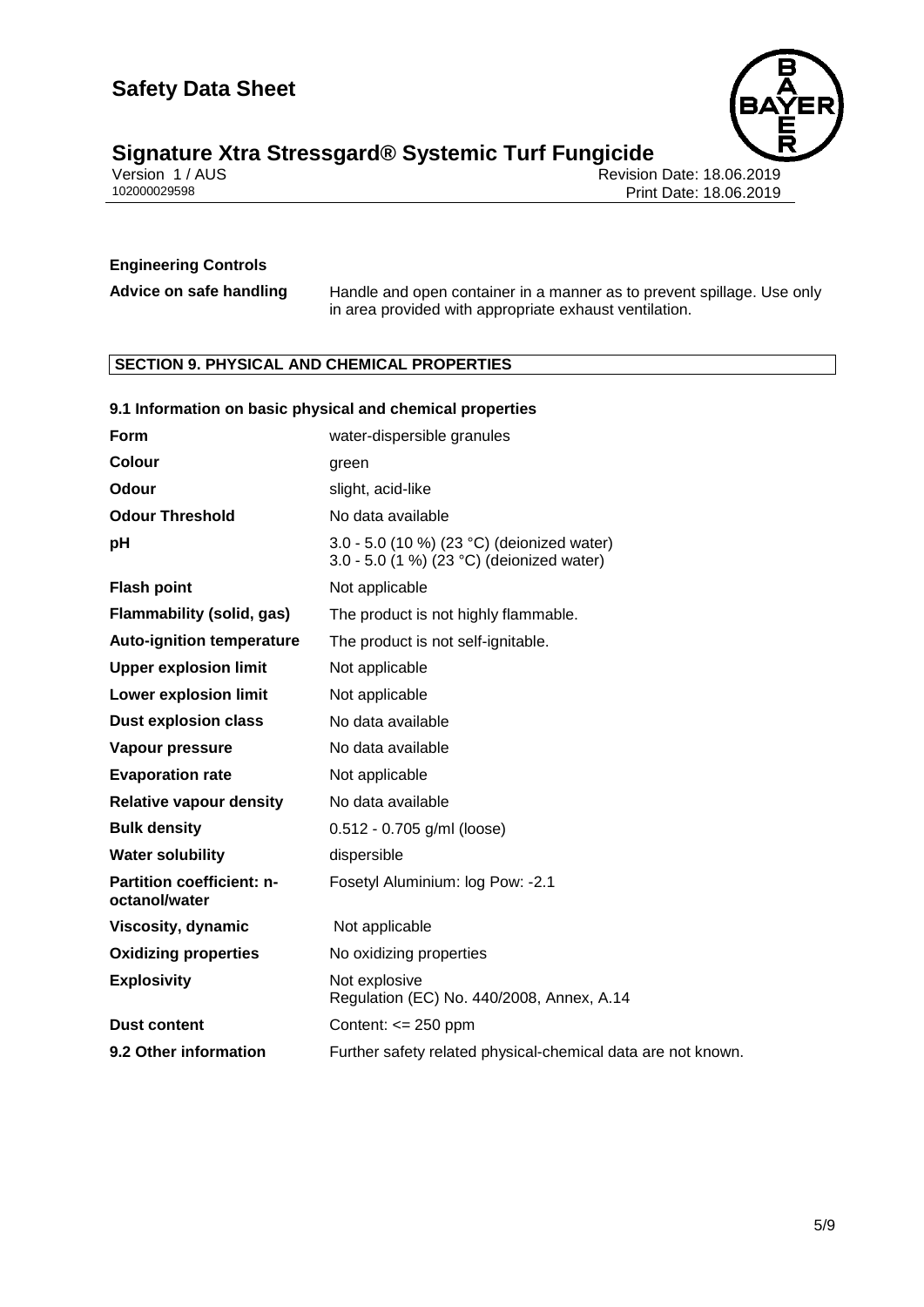**Engineering Controls**

| | |
|---|---|
| **Advice on safe handling** | Handle and open container in a manner as to prevent spillage. Use only in area provided with appropriate exhaust ventilation. |

## SECTION 9. PHYSICAL AND CHEMICAL PROPERTIES

### 9.1 Information on basic physical and chemical properties

| | |
|---|---|
| **Form** | water-dispersible granules |
| **Colour** | green |
| **Odour** | slight, acid-like |
| **Odour Threshold** | No data available |
| **pH** | 3.0 - 5.0 (10 %) (23 °C) (deionized water)<br>3.0 - 5.0 (1 %) (23 °C) (deionized water) |
| **Flash point** | Not applicable |
| **Flammability (solid, gas)** | The product is not highly flammable. |
| **Auto-ignition temperature** | The product is not self-ignitable. |
| **Upper explosion limit** | Not applicable |
| **Lower explosion limit** | Not applicable |
| **Dust explosion class** | No data available |
| **Vapour pressure** | No data available |
| **Evaporation rate** | Not applicable |
| **Relative vapour density** | No data available |
| **Bulk density** | 0.512 - 0.705 g/ml (loose) |
| **Water solubility** | dispersible |
| **Partition coefficient: n-octanol/water** | Fosetyl Aluminium: log Pow: -2.1 |
| **Viscosity, dynamic** | Not applicable |
| **Oxidizing properties** | No oxidizing properties |
| **Explosivity** | Not explosive<br>Regulation (EC) No. 440/2008, Annex, A.14 |
| **Dust content** | Content: <= 250 ppm |
| **9.2 Other information** | Further safety related physical-chemical data are not known. |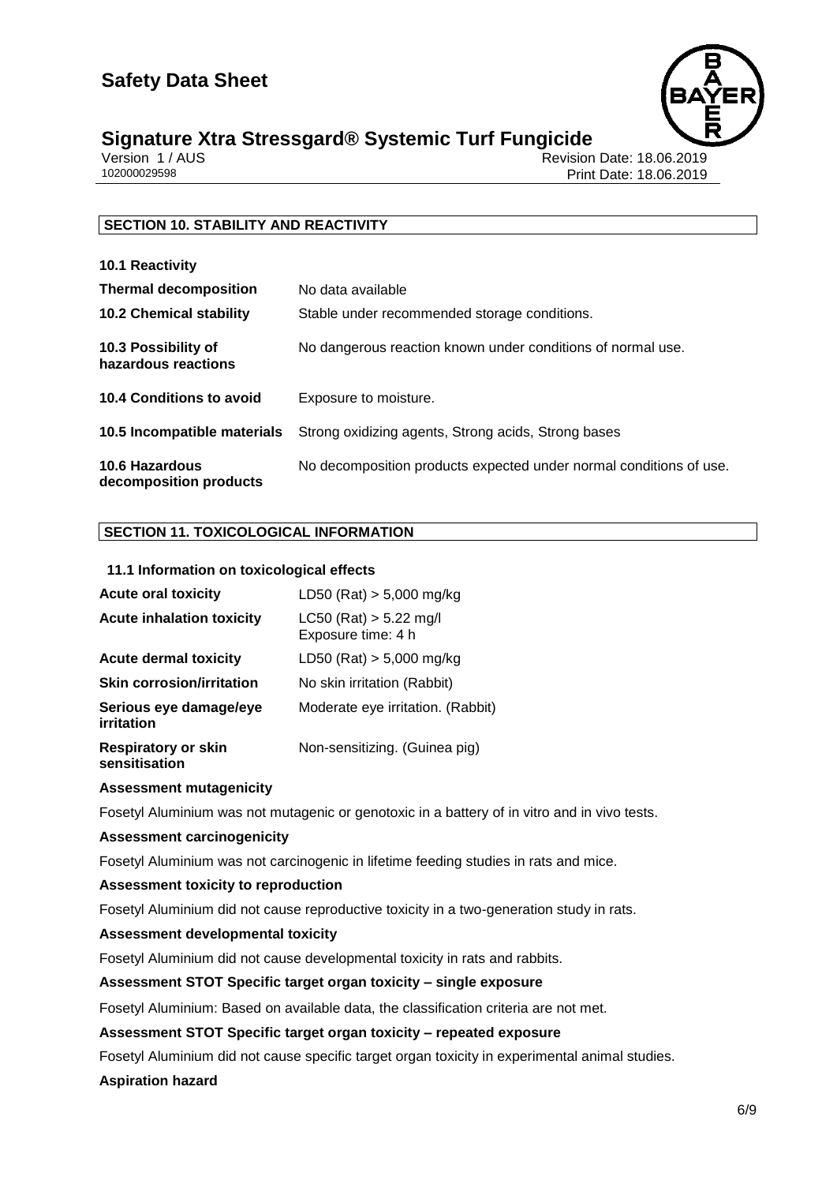## SECTION 10. STABILITY AND REACTIVITY

| | |
|---|---|
| **10.1 Reactivity** | |
| **Thermal decomposition** | No data available |
| **10.2 Chemical stability** | Stable under recommended storage conditions. |
| **10.3 Possibility of hazardous reactions** | No dangerous reaction known under conditions of normal use. |
| **10.4 Conditions to avoid** | Exposure to moisture. |
| **10.5 Incompatible materials** | Strong oxidizing agents, Strong acids, Strong bases |
| **10.6 Hazardous decomposition products** | No decomposition products expected under normal conditions of use. |

## SECTION 11. TOXICOLOGICAL INFORMATION

### 11.1 Information on toxicological effects

| | |
|---|---|
| **Acute oral toxicity** | LD50 (Rat) > 5,000 mg/kg |
| **Acute inhalation toxicity** | LC50 (Rat) > 5.22 mg/l<br>Exposure time: 4 h |
| **Acute dermal toxicity** | LD50 (Rat) > 5,000 mg/kg |
| **Skin corrosion/irritation** | No skin irritation (Rabbit) |
| **Serious eye damage/eye irritation** | Moderate eye irritation. (Rabbit) |
| **Respiratory or skin sensitisation** | Non-sensitizing. (Guinea pig) |

**Assessment mutagenicity**

Fosetyl Aluminium was not mutagenic or genotoxic in a battery of in vitro and in vivo tests.

**Assessment carcinogenicity**

Fosetyl Aluminium was not carcinogenic in lifetime feeding studies in rats and mice.

**Assessment toxicity to reproduction**

Fosetyl Aluminium did not cause reproductive toxicity in a two-generation study in rats.

**Assessment developmental toxicity**

Fosetyl Aluminium did not cause developmental toxicity in rats and rabbits.

**Assessment STOT Specific target organ toxicity – single exposure**

Fosetyl Aluminium: Based on available data, the classification criteria are not met.

**Assessment STOT Specific target organ toxicity – repeated exposure**

Fosetyl Aluminium did not cause specific target organ toxicity in experimental animal studies.

**Aspiration hazard**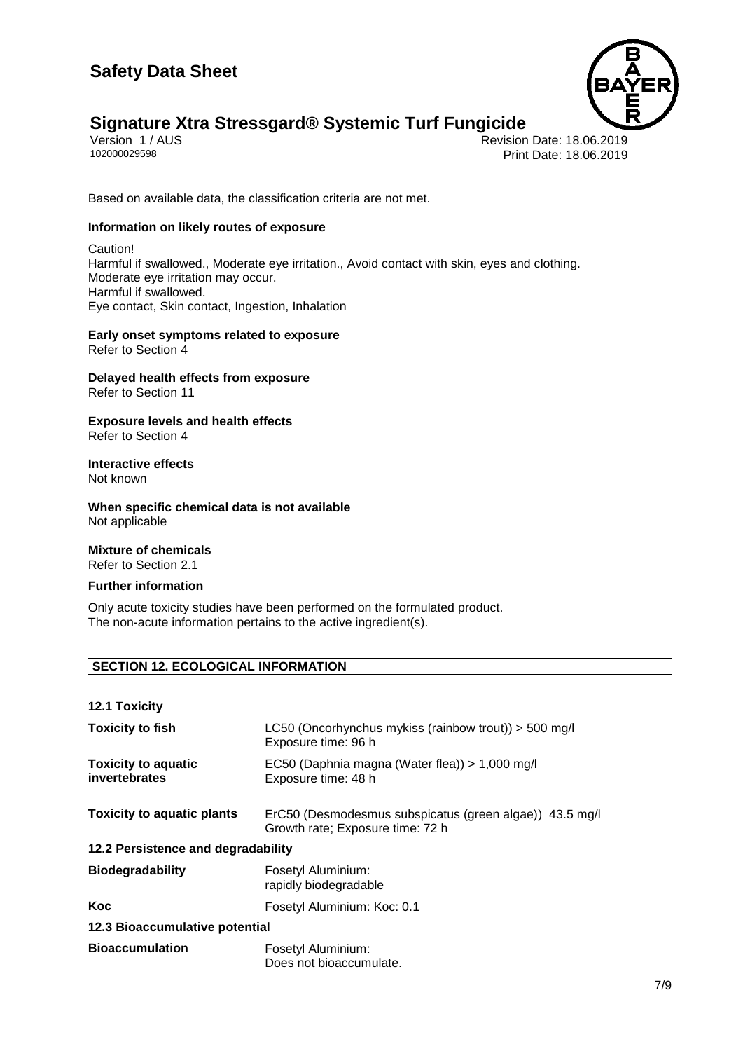Based on available data, the classification criteria are not met.

**Information on likely routes of exposure**

Caution!
Harmful if swallowed., Moderate eye irritation., Avoid contact with skin, eyes and clothing.
Moderate eye irritation may occur.
Harmful if swallowed.
Eye contact, Skin contact, Ingestion, Inhalation

**Early onset symptoms related to exposure**
Refer to Section 4

**Delayed health effects from exposure**
Refer to Section 11

**Exposure levels and health effects**
Refer to Section 4

**Interactive effects**
Not known

**When specific chemical data is not available**
Not applicable

**Mixture of chemicals**
Refer to Section 2.1

**Further information**

Only acute toxicity studies have been performed on the formulated product.
The non-acute information pertains to the active ingredient(s).

## SECTION 12. ECOLOGICAL INFORMATION

### 12.1 Toxicity

| | |
|---|---|
| **Toxicity to fish** | LC50 (Oncorhynchus mykiss (rainbow trout)) > 500 mg/l<br>Exposure time: 96 h |
| **Toxicity to aquatic invertebrates** | EC50 (Daphnia magna (Water flea)) > 1,000 mg/l<br>Exposure time: 48 h |
| **Toxicity to aquatic plants** | ErC50 (Desmodesmus subspicatus (green algae)) 43.5 mg/l<br>Growth rate; Exposure time: 72 h |

### 12.2 Persistence and degradability

| | |
|---|---|
| **Biodegradability** | Fosetyl Aluminium:<br>rapidly biodegradable |
| **Koc** | Fosetyl Aluminium: Koc: 0.1 |

### 12.3 Bioaccumulative potential

| | |
|---|---|
| **Bioaccumulation** | Fosetyl Aluminium:<br>Does not bioaccumulate. |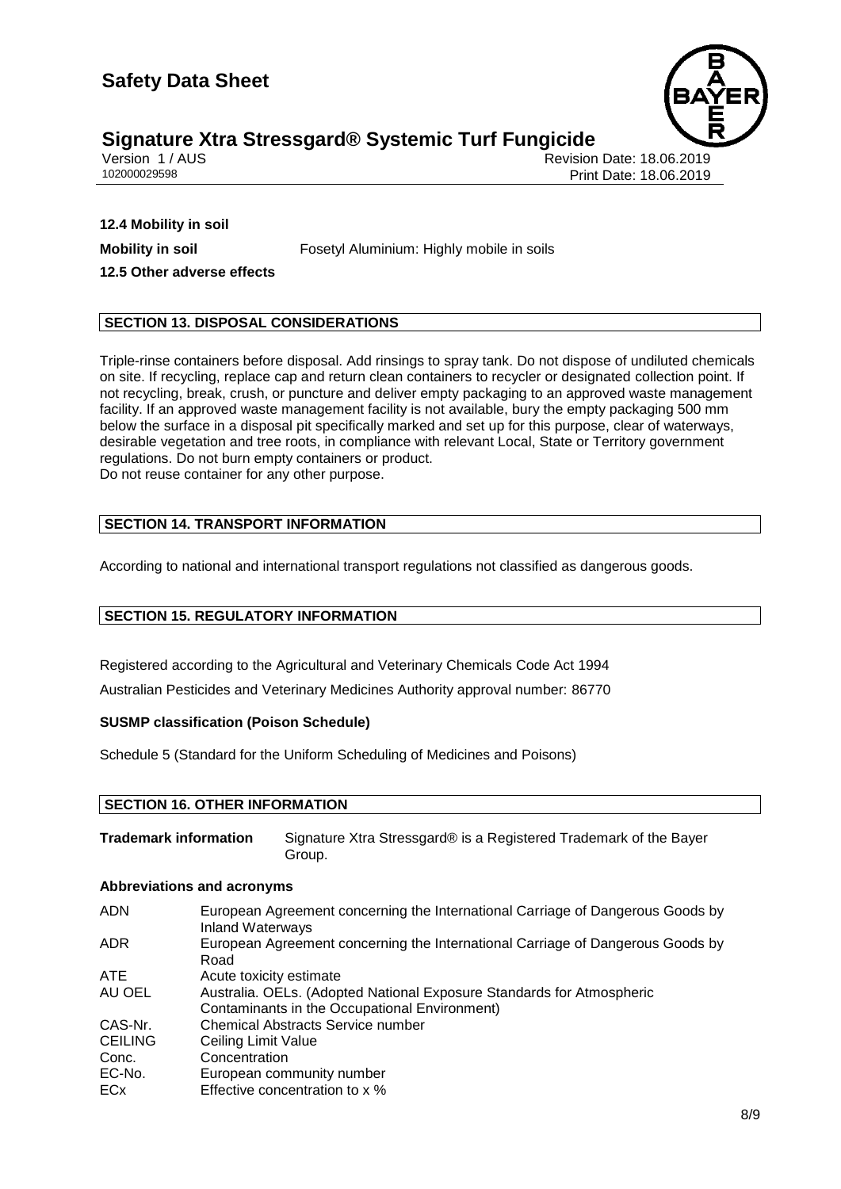**12.4 Mobility in soil**

**Mobility in soil** Fosetyl Aluminium: Highly mobile in soils

**12.5 Other adverse effects**

## SECTION 13. DISPOSAL CONSIDERATIONS

Triple-rinse containers before disposal. Add rinsings to spray tank. Do not dispose of undiluted chemicals on site. If recycling, replace cap and return clean containers to recycler or designated collection point. If not recycling, break, crush, or puncture and deliver empty packaging to an approved waste management facility. If an approved waste management facility is not available, bury the empty packaging 500 mm below the surface in a disposal pit specifically marked and set up for this purpose, clear of waterways, desirable vegetation and tree roots, in compliance with relevant Local, State or Territory government regulations. Do not burn empty containers or product.
Do not reuse container for any other purpose.

## SECTION 14. TRANSPORT INFORMATION

According to national and international transport regulations not classified as dangerous goods.

## SECTION 15. REGULATORY INFORMATION

Registered according to the Agricultural and Veterinary Chemicals Code Act 1994

Australian Pesticides and Veterinary Medicines Authority approval number: 86770

**SUSMP classification (Poison Schedule)**

Schedule 5 (Standard for the Uniform Scheduling of Medicines and Poisons)

## SECTION 16. OTHER INFORMATION

**Trademark information** Signature Xtra Stressgard® is a Registered Trademark of the Bayer Group.

**Abbreviations and acronyms**

| | |
|---|---|
| ADN | European Agreement concerning the International Carriage of Dangerous Goods by Inland Waterways |
| ADR | European Agreement concerning the International Carriage of Dangerous Goods by Road |
| ATE | Acute toxicity estimate |
| AU OEL | Australia. OELs. (Adopted National Exposure Standards for Atmospheric Contaminants in the Occupational Environment) |
| CAS-Nr. | Chemical Abstracts Service number |
| CEILING | Ceiling Limit Value |
| Conc. | Concentration |
| EC-No. | European community number |
| ECx | Effective concentration to x % |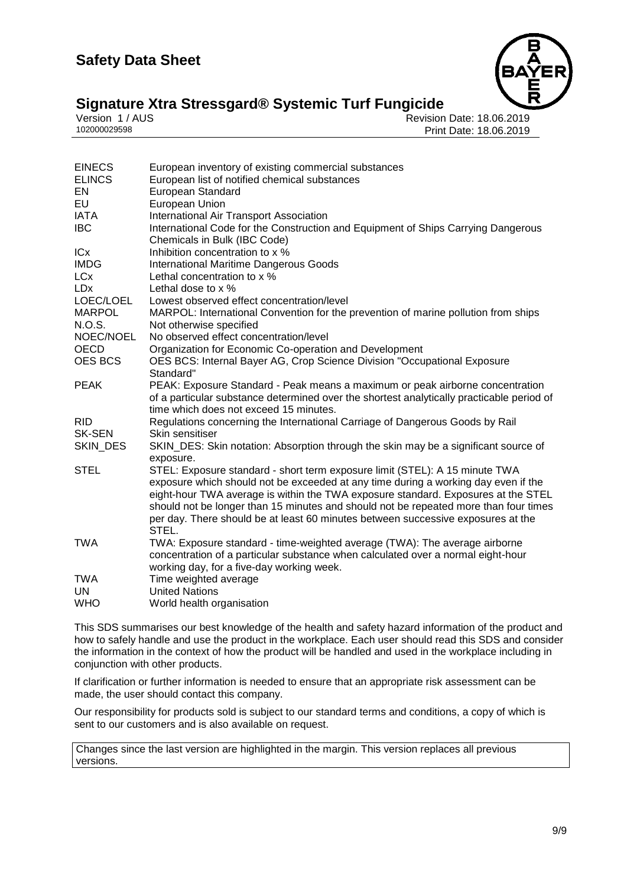| | |
|---|---|
| EINECS | European inventory of existing commercial substances |
| ELINCS | European list of notified chemical substances |
| EN | European Standard |
| EU | European Union |
| IATA | International Air Transport Association |
| IBC | International Code for the Construction and Equipment of Ships Carrying Dangerous Chemicals in Bulk (IBC Code) |
| ICx | Inhibition concentration to x % |
| IMDG | International Maritime Dangerous Goods |
| LCx | Lethal concentration to x % |
| LDx | Lethal dose to x % |
| LOEC/LOEL | Lowest observed effect concentration/level |
| MARPOL | MARPOL: International Convention for the prevention of marine pollution from ships |
| N.O.S. | Not otherwise specified |
| NOEC/NOEL | No observed effect concentration/level |
| OECD | Organization for Economic Co-operation and Development |
| OES BCS | OES BCS: Internal Bayer AG, Crop Science Division "Occupational Exposure Standard" |
| PEAK | PEAK: Exposure Standard - Peak means a maximum or peak airborne concentration of a particular substance determined over the shortest analytically practicable period of time which does not exceed 15 minutes. |
| RID | Regulations concerning the International Carriage of Dangerous Goods by Rail |
| SK-SEN | Skin sensitiser |
| SKIN_DES | SKIN_DES: Skin notation: Absorption through the skin may be a significant source of exposure. |
| STEL | STEL: Exposure standard - short term exposure limit (STEL): A 15 minute TWA exposure which should not be exceeded at any time during a working day even if the eight-hour TWA average is within the TWA exposure standard. Exposures at the STEL should not be longer than 15 minutes and should not be repeated more than four times per day. There should be at least 60 minutes between successive exposures at the STEL. |
| TWA | TWA: Exposure standard - time-weighted average (TWA): The average airborne concentration of a particular substance when calculated over a normal eight-hour working day, for a five-day working week. |
| TWA | Time weighted average |
| UN | United Nations |
| WHO | World health organisation |

This SDS summarises our best knowledge of the health and safety hazard information of the product and how to safely handle and use the product in the workplace. Each user should read this SDS and consider the information in the context of how the product will be handled and used in the workplace including in conjunction with other products.

If clarification or further information is needed to ensure that an appropriate risk assessment can be made, the user should contact this company.

Our responsibility for products sold is subject to our standard terms and conditions, a copy of which is sent to our customers and is also available on request.

Changes since the last version are highlighted in the margin. This version replaces all previous versions.